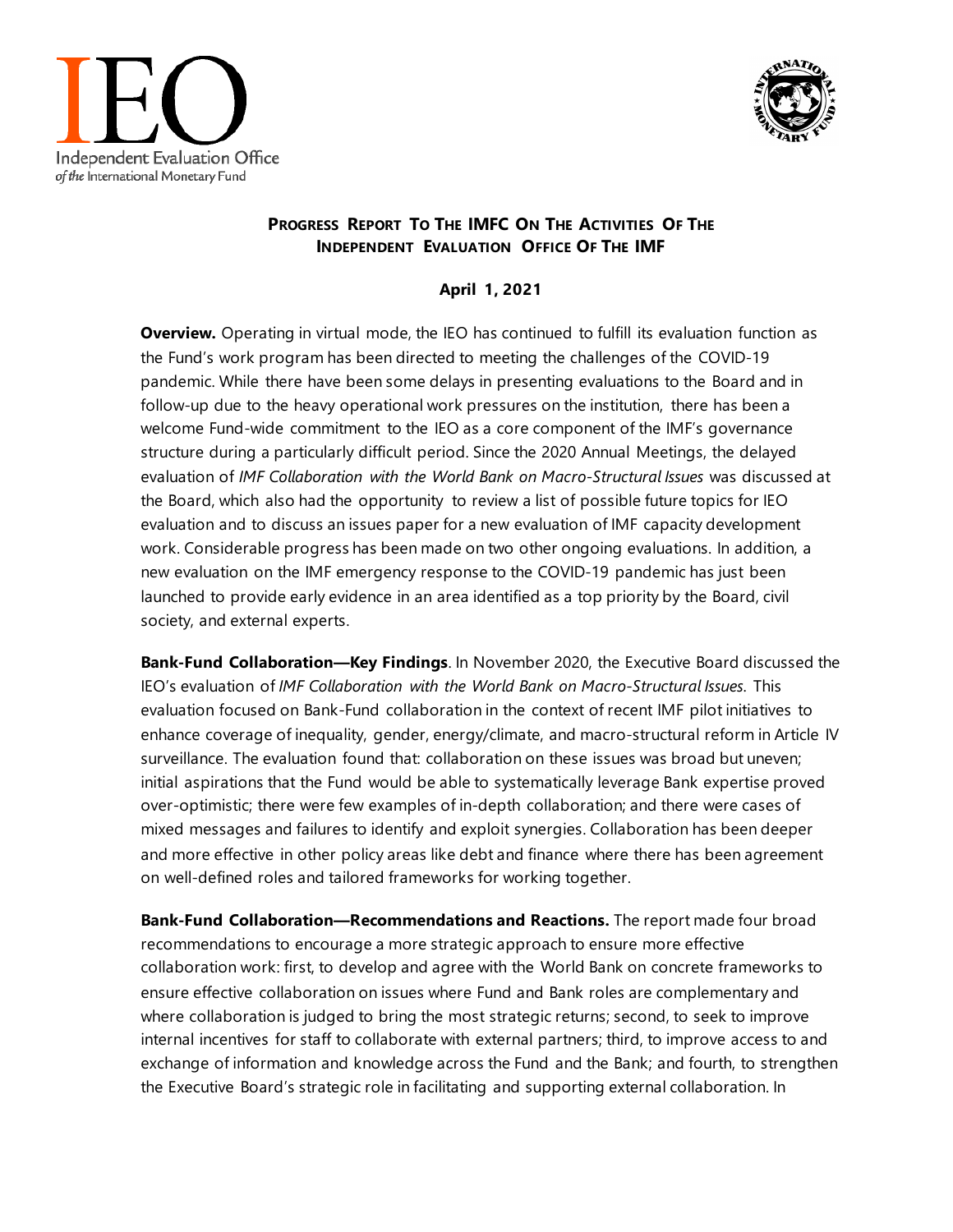# Progress Report To The IMFC On The Activities Of The Independent Evaluation Office Of The IMF

**April 1, 2021**

**Overview.** Operating in virtual mode, the IEO has continued to fulfill its evaluation function as the Fund's work program has been directed to meeting the challenges of the COVID-19 pandemic. While there have been some delays in presenting evaluations to the Board and in follow-up due to the heavy operational work pressures on the institution, there has been a welcome Fund-wide commitment to the IEO as a core component of the IMF's governance structure during a particularly difficult period. Since the 2020 Annual Meetings, the delayed evaluation of *IMF Collaboration with the World Bank on Macro-Structural Issues* was discussed at the Board, which also had the opportunity to review a list of possible future topics for IEO evaluation and to discuss an issues paper for a new evaluation of IMF capacity development work. Considerable progress has been made on two other ongoing evaluations. In addition, a new evaluation on the IMF emergency response to the COVID-19 pandemic has just been launched to provide early evidence in an area identified as a top priority by the Board, civil society, and external experts.

**Bank-Fund Collaboration—Key Findings**. In November 2020, the Executive Board discussed the IEO's evaluation of *IMF Collaboration with the World Bank on Macro-Structural Issues.* This evaluation focused on Bank-Fund collaboration in the context of recent IMF pilot initiatives to enhance coverage of inequality, gender, energy/climate, and macro-structural reform in Article IV surveillance. The evaluation found that: collaboration on these issues was broad but uneven; initial aspirations that the Fund would be able to systematically leverage Bank expertise proved over-optimistic; there were few examples of in-depth collaboration; and there were cases of mixed messages and failures to identify and exploit synergies. Collaboration has been deeper and more effective in other policy areas like debt and finance where there has been agreement on well-defined roles and tailored frameworks for working together.

**Bank-Fund Collaboration—Recommendations and Reactions.** The report made four broad recommendations to encourage a more strategic approach to ensure more effective collaboration work: first, to develop and agree with the World Bank on concrete frameworks to ensure effective collaboration on issues where Fund and Bank roles are complementary and where collaboration is judged to bring the most strategic returns; second, to seek to improve internal incentives for staff to collaborate with external partners; third, to improve access to and exchange of information and knowledge across the Fund and the Bank; and fourth, to strengthen the Executive Board's strategic role in facilitating and supporting external collaboration. In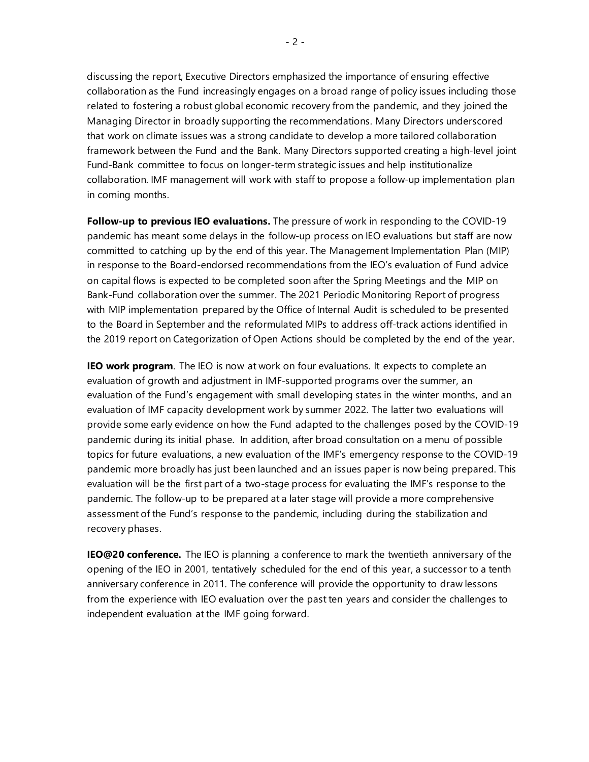discussing the report, Executive Directors emphasized the importance of ensuring effective collaboration as the Fund increasingly engages on a broad range of policy issues including those related to fostering a robust global economic recovery from the pandemic, and they joined the Managing Director in broadly supporting the recommendations. Many Directors underscored that work on climate issues was a strong candidate to develop a more tailored collaboration framework between the Fund and the Bank. Many Directors supported creating a high-level joint Fund-Bank committee to focus on longer-term strategic issues and help institutionalize collaboration. IMF management will work with staff to propose a follow-up implementation plan in coming months.

**Follow-up to previous IEO evaluations.** The pressure of work in responding to the COVID-19 pandemic has meant some delays in the follow-up process on IEO evaluations but staff are now committed to catching up by the end of this year. The Management Implementation Plan (MIP) in response to the Board-endorsed recommendations from the IEO's evaluation of Fund advice on capital flows is expected to be completed soon after the Spring Meetings and the MIP on Bank-Fund collaboration over the summer. The 2021 Periodic Monitoring Report of progress with MIP implementation prepared by the Office of Internal Audit is scheduled to be presented to the Board in September and the reformulated MIPs to address off-track actions identified in the 2019 report on Categorization of Open Actions should be completed by the end of the year.

**IEO work program**. The IEO is now at work on four evaluations. It expects to complete an evaluation of growth and adjustment in IMF-supported programs over the summer, an evaluation of the Fund's engagement with small developing states in the winter months, and an evaluation of IMF capacity development work by summer 2022. The latter two evaluations will provide some early evidence on how the Fund adapted to the challenges posed by the COVID-19 pandemic during its initial phase. In addition, after broad consultation on a menu of possible topics for future evaluations, a new evaluation of the IMF's emergency response to the COVID-19 pandemic more broadly has just been launched and an issues paper is now being prepared. This evaluation will be the first part of a two-stage process for evaluating the IMF's response to the pandemic. The follow-up to be prepared at a later stage will provide a more comprehensive assessment of the Fund's response to the pandemic, including during the stabilization and recovery phases.

**IEO@20 conference.** The IEO is planning a conference to mark the twentieth anniversary of the opening of the IEO in 2001, tentatively scheduled for the end of this year, a successor to a tenth anniversary conference in 2011. The conference will provide the opportunity to draw lessons from the experience with IEO evaluation over the past ten years and consider the challenges to independent evaluation at the IMF going forward.